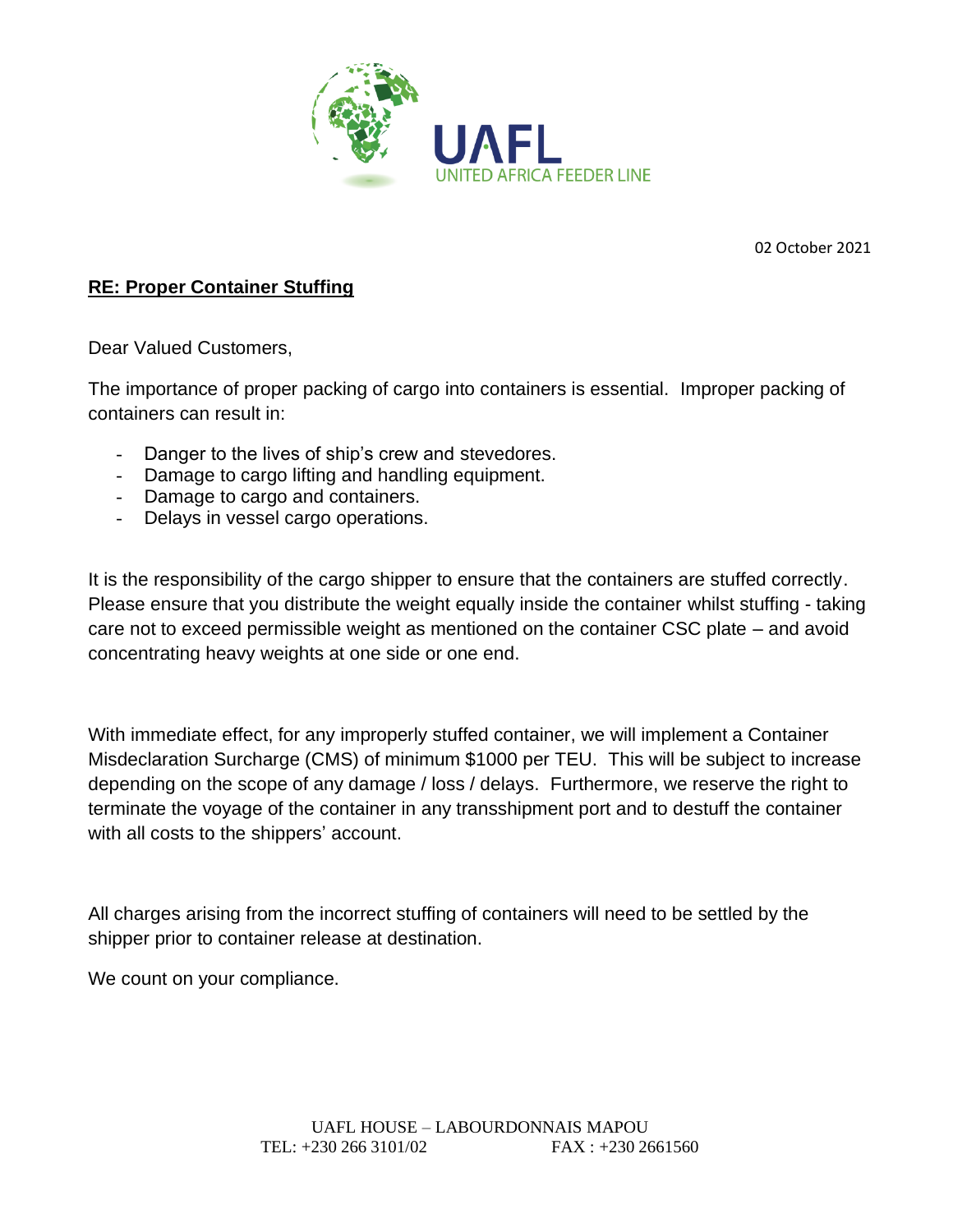UAFL
UNITED AFRICA FEEDER LINE

02 October 2021

**RE: Proper Container Stuffing**

Dear Valued Customers,

The importance of proper packing of cargo into containers is essential. Improper packing of containers can result in:

- Danger to the lives of ship's crew and stevedores.
- Damage to cargo lifting and handling equipment.
- Damage to cargo and containers.
- Delays in vessel cargo operations.

It is the responsibility of the cargo shipper to ensure that the containers are stuffed correctly. Please ensure that you distribute the weight equally inside the container whilst stuffing - taking care not to exceed permissible weight as mentioned on the container CSC plate – and avoid concentrating heavy weights at one side or one end.

With immediate effect, for any improperly stuffed container, we will implement a Container Misdeclaration Surcharge (CMS) of minimum $1000 per TEU. This will be subject to increase depending on the scope of any damage / loss / delays. Furthermore, we reserve the right to terminate the voyage of the container in any transshipment port and to destuff the container with all costs to the shippers' account.

All charges arising from the incorrect stuffing of containers will need to be settled by the shipper prior to container release at destination.

We count on your compliance.

UAFL HOUSE – LABOURDONNAIS MAPOU
TEL: +230 266 3101/02 FAX : +230 2661560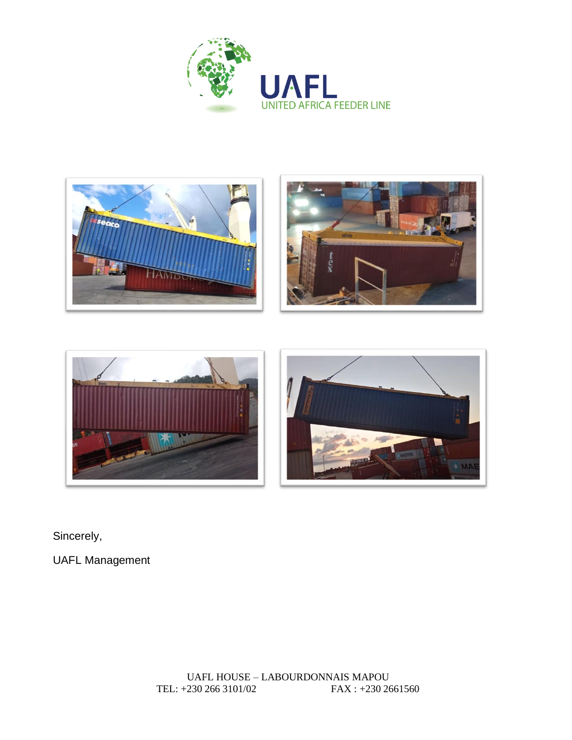UAFL

UNITED AFRICA FEEDER LINE

Sincerely,

UAFL Management

UAFL HOUSE – LABOURDONNAIS MAPOU
TEL: +230 266 3101/02 FAX : +230 2661560